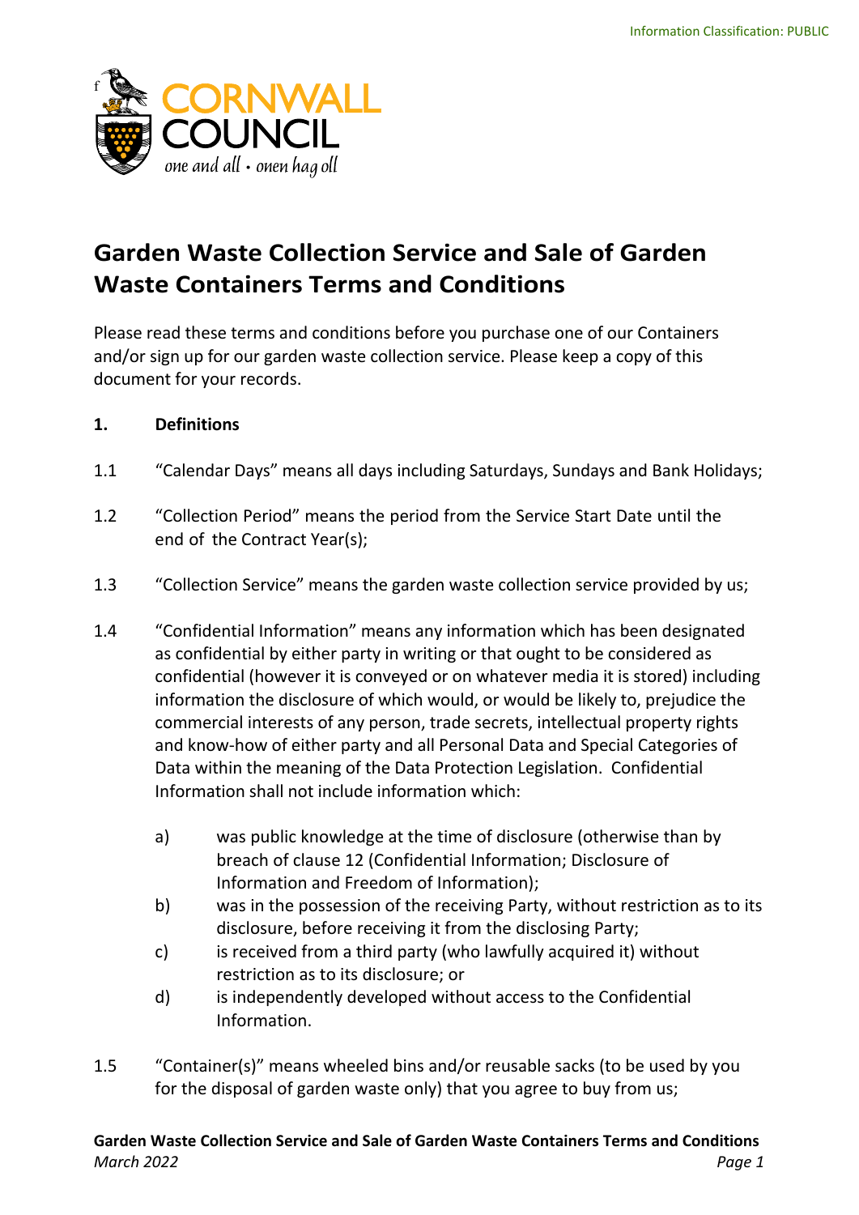# Garden Waste Collection Service and Sale of Garden Waste Containers Terms and Conditions

Please read these terms and conditions before you purchase one of our Containers and/or sign up for our garden waste collection service. Please keep a copy of this document for your records.

**1. Definitions**

1.1 "Calendar Days" means all days including Saturdays, Sundays and Bank Holidays;

1.2 "Collection Period" means the period from the Service Start Date until the end of the Contract Year(s);

1.3 "Collection Service" means the garden waste collection service provided by us;

1.4 "Confidential Information" means any information which has been designated as confidential by either party in writing or that ought to be considered as confidential (however it is conveyed or on whatever media it is stored) including information the disclosure of which would, or would be likely to, prejudice the commercial interests of any person, trade secrets, intellectual property rights and know-how of either party and all Personal Data and Special Categories of Data within the meaning of the Data Protection Legislation. Confidential Information shall not include information which:

- a) was public knowledge at the time of disclosure (otherwise than by breach of clause 12 (Confidential Information; Disclosure of Information and Freedom of Information);
- b) was in the possession of the receiving Party, without restriction as to its disclosure, before receiving it from the disclosing Party;
- c) is received from a third party (who lawfully acquired it) without restriction as to its disclosure; or
- d) is independently developed without access to the Confidential Information.

1.5 "Container(s)" means wheeled bins and/or reusable sacks (to be used by you for the disposal of garden waste only) that you agree to buy from us;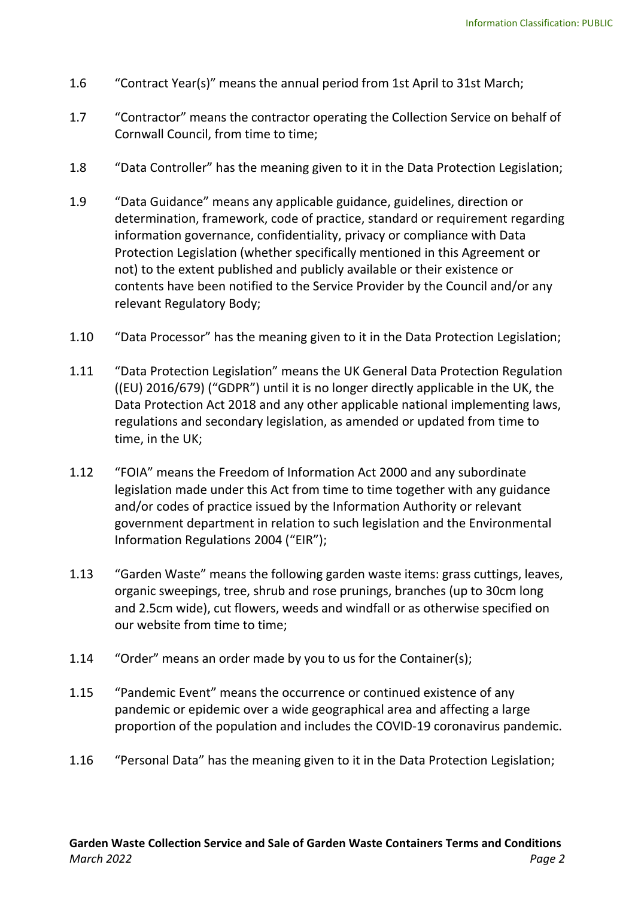1.6 “Contract Year(s)” means the annual period from 1st April to 31st March;

1.7 “Contractor” means the contractor operating the Collection Service on behalf of Cornwall Council, from time to time;

1.8 “Data Controller” has the meaning given to it in the Data Protection Legislation;

1.9 “Data Guidance” means any applicable guidance, guidelines, direction or determination, framework, code of practice, standard or requirement regarding information governance, confidentiality, privacy or compliance with Data Protection Legislation (whether specifically mentioned in this Agreement or not) to the extent published and publicly available or their existence or contents have been notified to the Service Provider by the Council and/or any relevant Regulatory Body;

1.10 “Data Processor” has the meaning given to it in the Data Protection Legislation;

1.11 “Data Protection Legislation” means the UK General Data Protection Regulation ((EU) 2016/679) (“GDPR”) until it is no longer directly applicable in the UK, the Data Protection Act 2018 and any other applicable national implementing laws, regulations and secondary legislation, as amended or updated from time to time, in the UK;

1.12 “FOIA” means the Freedom of Information Act 2000 and any subordinate legislation made under this Act from time to time together with any guidance and/or codes of practice issued by the Information Authority or relevant government department in relation to such legislation and the Environmental Information Regulations 2004 (“EIR”);

1.13 “Garden Waste” means the following garden waste items: grass cuttings, leaves, organic sweepings, tree, shrub and rose prunings, branches (up to 30cm long and 2.5cm wide), cut flowers, weeds and windfall or as otherwise specified on our website from time to time;

1.14 “Order” means an order made by you to us for the Container(s);

1.15 “Pandemic Event” means the occurrence or continued existence of any pandemic or epidemic over a wide geographical area and affecting a large proportion of the population and includes the COVID-19 coronavirus pandemic.

1.16 “Personal Data” has the meaning given to it in the Data Protection Legislation;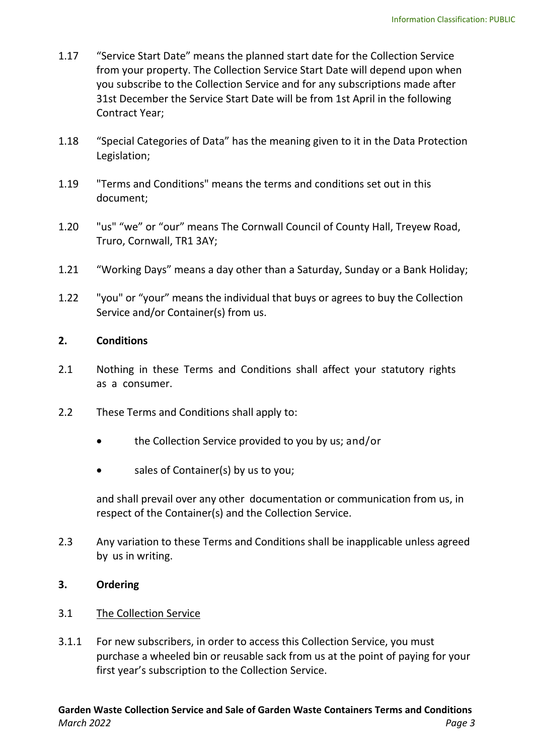1.17 “Service Start Date” means the planned start date for the Collection Service from your property. The Collection Service Start Date will depend upon when you subscribe to the Collection Service and for any subscriptions made after 31st December the Service Start Date will be from 1st April in the following Contract Year;

1.18 “Special Categories of Data” has the meaning given to it in the Data Protection Legislation;

1.19 "Terms and Conditions" means the terms and conditions set out in this document;

1.20 "us" “we” or “our” means The Cornwall Council of County Hall, Treyew Road, Truro, Cornwall, TR1 3AY;

1.21 “Working Days” means a day other than a Saturday, Sunday or a Bank Holiday;

1.22 "you" or “your” means the individual that buys or agrees to buy the Collection Service and/or Container(s) from us.

**2. Conditions**

2.1 Nothing in these Terms and Conditions shall affect your statutory rights as a consumer.

2.2 These Terms and Conditions shall apply to:

- the Collection Service provided to you by us; and/or
- sales of Container(s) by us to you;

and shall prevail over any other documentation or communication from us, in respect of the Container(s) and the Collection Service.

2.3 Any variation to these Terms and Conditions shall be inapplicable unless agreed by us in writing.

**3. Ordering**

3.1 <u>The Collection Service</u>

3.1.1 For new subscribers, in order to access this Collection Service, you must purchase a wheeled bin or reusable sack from us at the point of paying for your first year’s subscription to the Collection Service.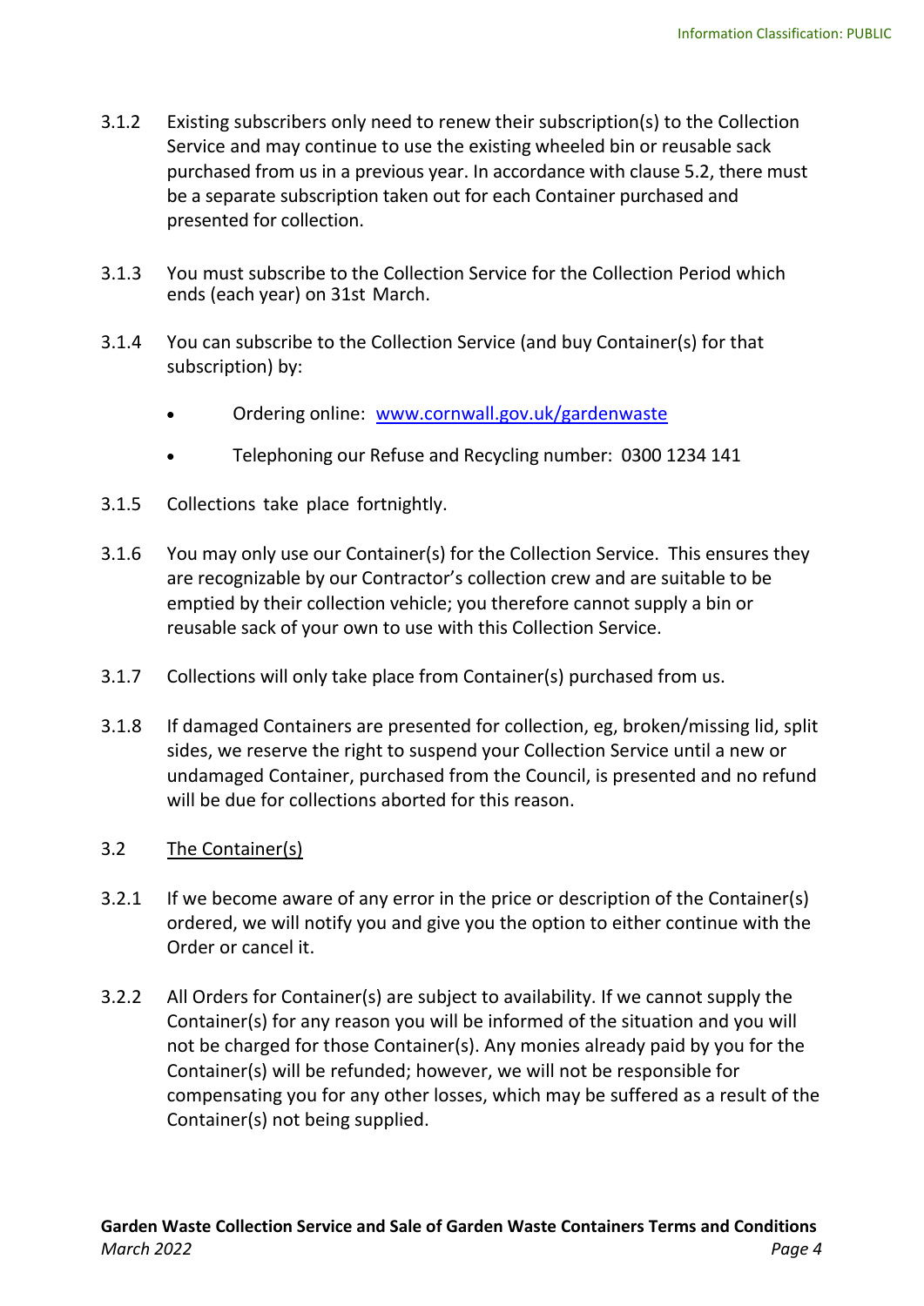3.1.2 Existing subscribers only need to renew their subscription(s) to the Collection Service and may continue to use the existing wheeled bin or reusable sack purchased from us in a previous year. In accordance with clause 5.2, there must be a separate subscription taken out for each Container purchased and presented for collection.

3.1.3 You must subscribe to the Collection Service for the Collection Period which ends (each year) on 31st March.

3.1.4 You can subscribe to the Collection Service (and buy Container(s) for that subscription) by:

- Ordering online: [www.cornwall.gov.uk/gardenwaste](http://www.cornwall.gov.uk/gardenwaste)
- Telephoning our Refuse and Recycling number: 0300 1234 141

3.1.5 Collections take place fortnightly.

3.1.6 You may only use our Container(s) for the Collection Service. This ensures they are recognizable by our Contractor's collection crew and are suitable to be emptied by their collection vehicle; you therefore cannot supply a bin or reusable sack of your own to use with this Collection Service.

3.1.7 Collections will only take place from Container(s) purchased from us.

3.1.8 If damaged Containers are presented for collection, eg, broken/missing lid, split sides, we reserve the right to suspend your Collection Service until a new or undamaged Container, purchased from the Council, is presented and no refund will be due for collections aborted for this reason.

3.2 <u>The Container(s)</u>

3.2.1 If we become aware of any error in the price or description of the Container(s) ordered, we will notify you and give you the option to either continue with the Order or cancel it.

3.2.2 All Orders for Container(s) are subject to availability. If we cannot supply the Container(s) for any reason you will be informed of the situation and you will not be charged for those Container(s). Any monies already paid by you for the Container(s) will be refunded; however, we will not be responsible for compensating you for any other losses, which may be suffered as a result of the Container(s) not being supplied.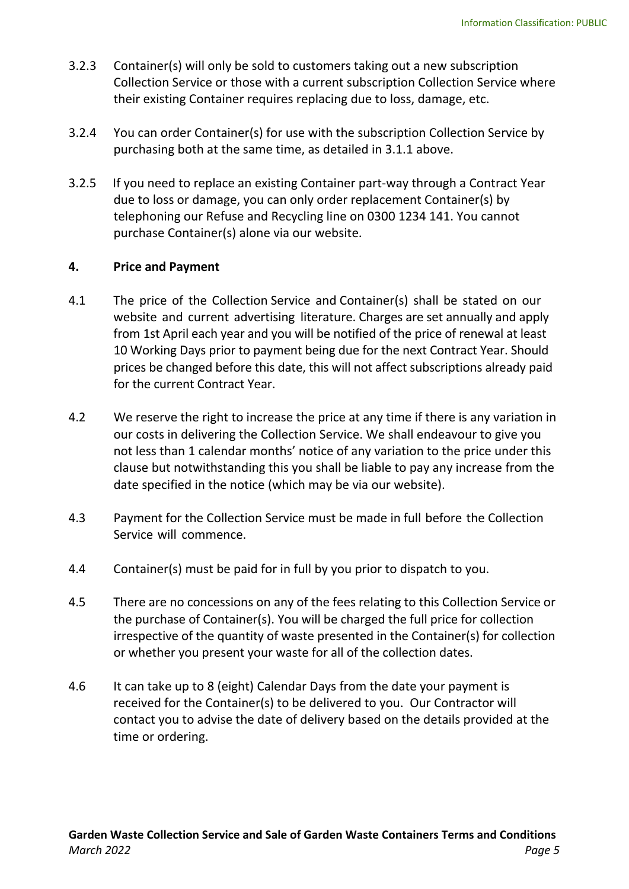3.2.3 Container(s) will only be sold to customers taking out a new subscription Collection Service or those with a current subscription Collection Service where their existing Container requires replacing due to loss, damage, etc.

3.2.4 You can order Container(s) for use with the subscription Collection Service by purchasing both at the same time, as detailed in 3.1.1 above.

3.2.5 If you need to replace an existing Container part-way through a Contract Year due to loss or damage, you can only order replacement Container(s) by telephoning our Refuse and Recycling line on 0300 1234 141. You cannot purchase Container(s) alone via our website.

## 4. Price and Payment

4.1 The price of the Collection Service and Container(s) shall be stated on our website and current advertising literature. Charges are set annually and apply from 1st April each year and you will be notified of the price of renewal at least 10 Working Days prior to payment being due for the next Contract Year. Should prices be changed before this date, this will not affect subscriptions already paid for the current Contract Year.

4.2 We reserve the right to increase the price at any time if there is any variation in our costs in delivering the Collection Service. We shall endeavour to give you not less than 1 calendar months' notice of any variation to the price under this clause but notwithstanding this you shall be liable to pay any increase from the date specified in the notice (which may be via our website).

4.3 Payment for the Collection Service must be made in full before the Collection Service will commence.

4.4 Container(s) must be paid for in full by you prior to dispatch to you.

4.5 There are no concessions on any of the fees relating to this Collection Service or the purchase of Container(s). You will be charged the full price for collection irrespective of the quantity of waste presented in the Container(s) for collection or whether you present your waste for all of the collection dates.

4.6 It can take up to 8 (eight) Calendar Days from the date your payment is received for the Container(s) to be delivered to you. Our Contractor will contact you to advise the date of delivery based on the details provided at the time or ordering.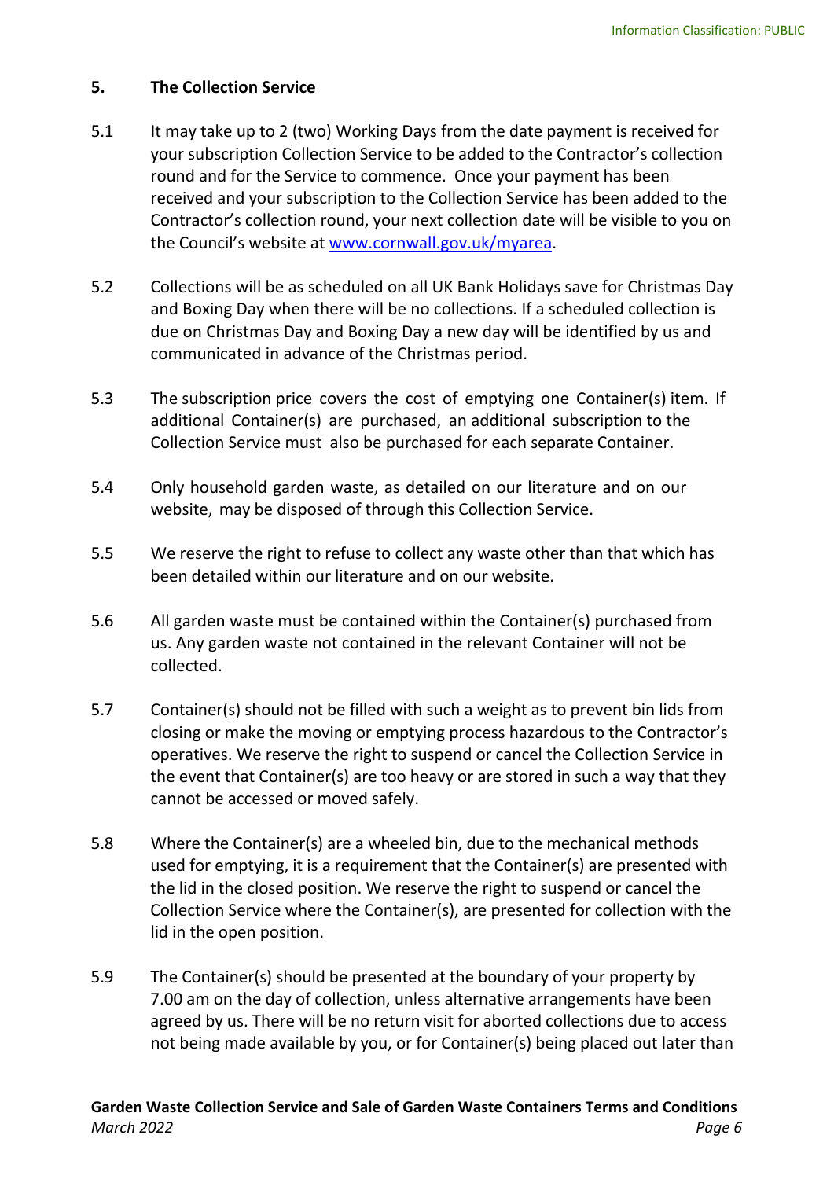## 5. The Collection Service

5.1 It may take up to 2 (two) Working Days from the date payment is received for your subscription Collection Service to be added to the Contractor's collection round and for the Service to commence. Once your payment has been received and your subscription to the Collection Service has been added to the Contractor's collection round, your next collection date will be visible to you on the Council's website at [www.cornwall.gov.uk/myarea](http://www.cornwall.gov.uk/myarea).

5.2 Collections will be as scheduled on all UK Bank Holidays save for Christmas Day and Boxing Day when there will be no collections. If a scheduled collection is due on Christmas Day and Boxing Day a new day will be identified by us and communicated in advance of the Christmas period.

5.3 The subscription price covers the cost of emptying one Container(s) item. If additional Container(s) are purchased, an additional subscription to the Collection Service must also be purchased for each separate Container.

5.4 Only household garden waste, as detailed on our literature and on our website, may be disposed of through this Collection Service.

5.5 We reserve the right to refuse to collect any waste other than that which has been detailed within our literature and on our website.

5.6 All garden waste must be contained within the Container(s) purchased from us. Any garden waste not contained in the relevant Container will not be collected.

5.7 Container(s) should not be filled with such a weight as to prevent bin lids from closing or make the moving or emptying process hazardous to the Contractor's operatives. We reserve the right to suspend or cancel the Collection Service in the event that Container(s) are too heavy or are stored in such a way that they cannot be accessed or moved safely.

5.8 Where the Container(s) are a wheeled bin, due to the mechanical methods used for emptying, it is a requirement that the Container(s) are presented with the lid in the closed position. We reserve the right to suspend or cancel the Collection Service where the Container(s), are presented for collection with the lid in the open position.

5.9 The Container(s) should be presented at the boundary of your property by 7.00 am on the day of collection, unless alternative arrangements have been agreed by us. There will be no return visit for aborted collections due to access not being made available by you, or for Container(s) being placed out later than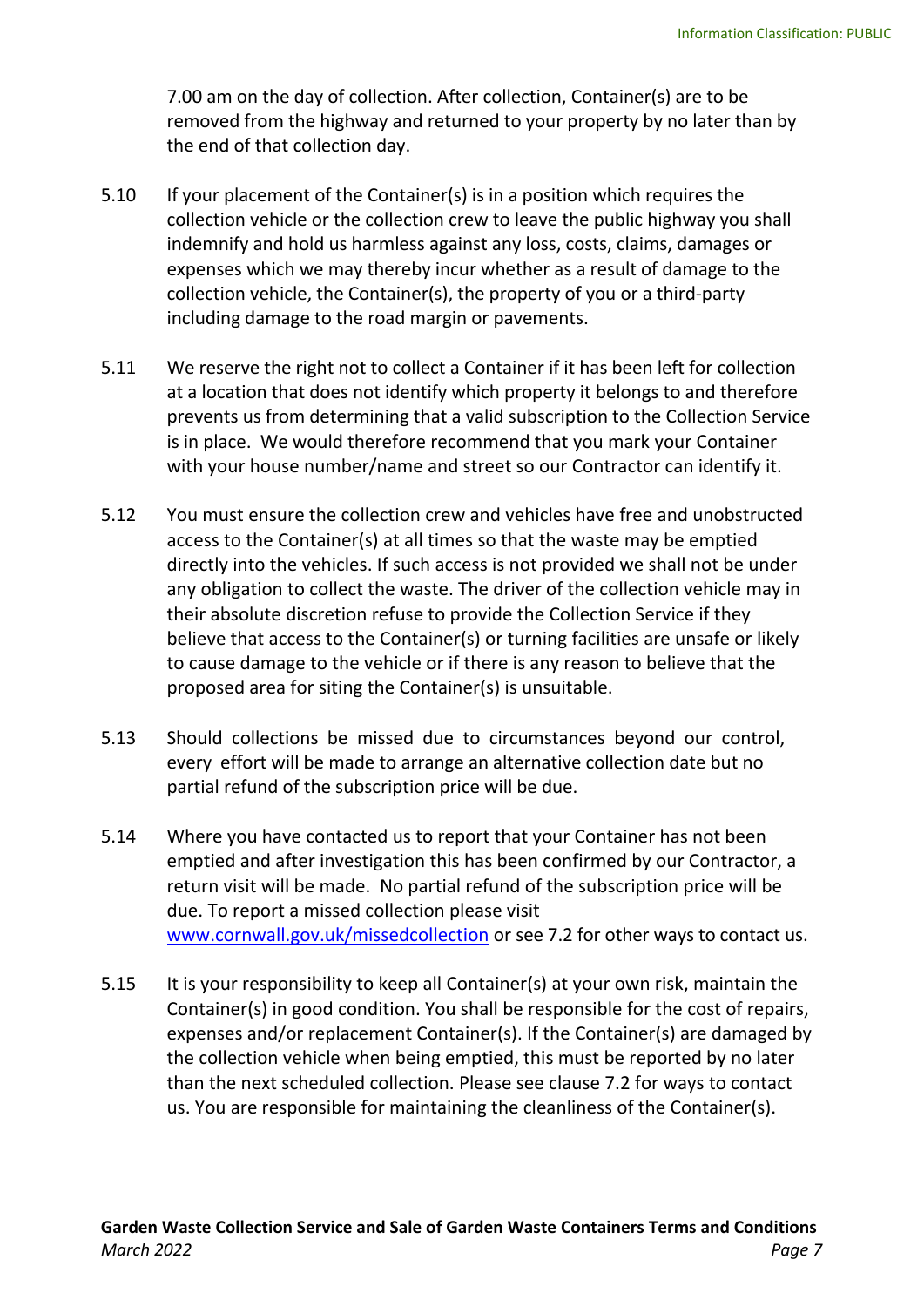7.00 am on the day of collection. After collection, Container(s) are to be removed from the highway and returned to your property by no later than by the end of that collection day.

5.10 If your placement of the Container(s) is in a position which requires the collection vehicle or the collection crew to leave the public highway you shall indemnify and hold us harmless against any loss, costs, claims, damages or expenses which we may thereby incur whether as a result of damage to the collection vehicle, the Container(s), the property of you or a third-party including damage to the road margin or pavements.

5.11 We reserve the right not to collect a Container if it has been left for collection at a location that does not identify which property it belongs to and therefore prevents us from determining that a valid subscription to the Collection Service is in place. We would therefore recommend that you mark your Container with your house number/name and street so our Contractor can identify it.

5.12 You must ensure the collection crew and vehicles have free and unobstructed access to the Container(s) at all times so that the waste may be emptied directly into the vehicles. If such access is not provided we shall not be under any obligation to collect the waste. The driver of the collection vehicle may in their absolute discretion refuse to provide the Collection Service if they believe that access to the Container(s) or turning facilities are unsafe or likely to cause damage to the vehicle or if there is any reason to believe that the proposed area for siting the Container(s) is unsuitable.

5.13 Should collections be missed due to circumstances beyond our control, every effort will be made to arrange an alternative collection date but no partial refund of the subscription price will be due.

5.14 Where you have contacted us to report that your Container has not been emptied and after investigation this has been confirmed by our Contractor, a return visit will be made. No partial refund of the subscription price will be due. To report a missed collection please visit [www.cornwall.gov.uk/missedcollection](www.cornwall.gov.uk/missedcollection) or see 7.2 for other ways to contact us.

5.15 It is your responsibility to keep all Container(s) at your own risk, maintain the Container(s) in good condition. You shall be responsible for the cost of repairs, expenses and/or replacement Container(s). If the Container(s) are damaged by the collection vehicle when being emptied, this must be reported by no later than the next scheduled collection. Please see clause 7.2 for ways to contact us. You are responsible for maintaining the cleanliness of the Container(s).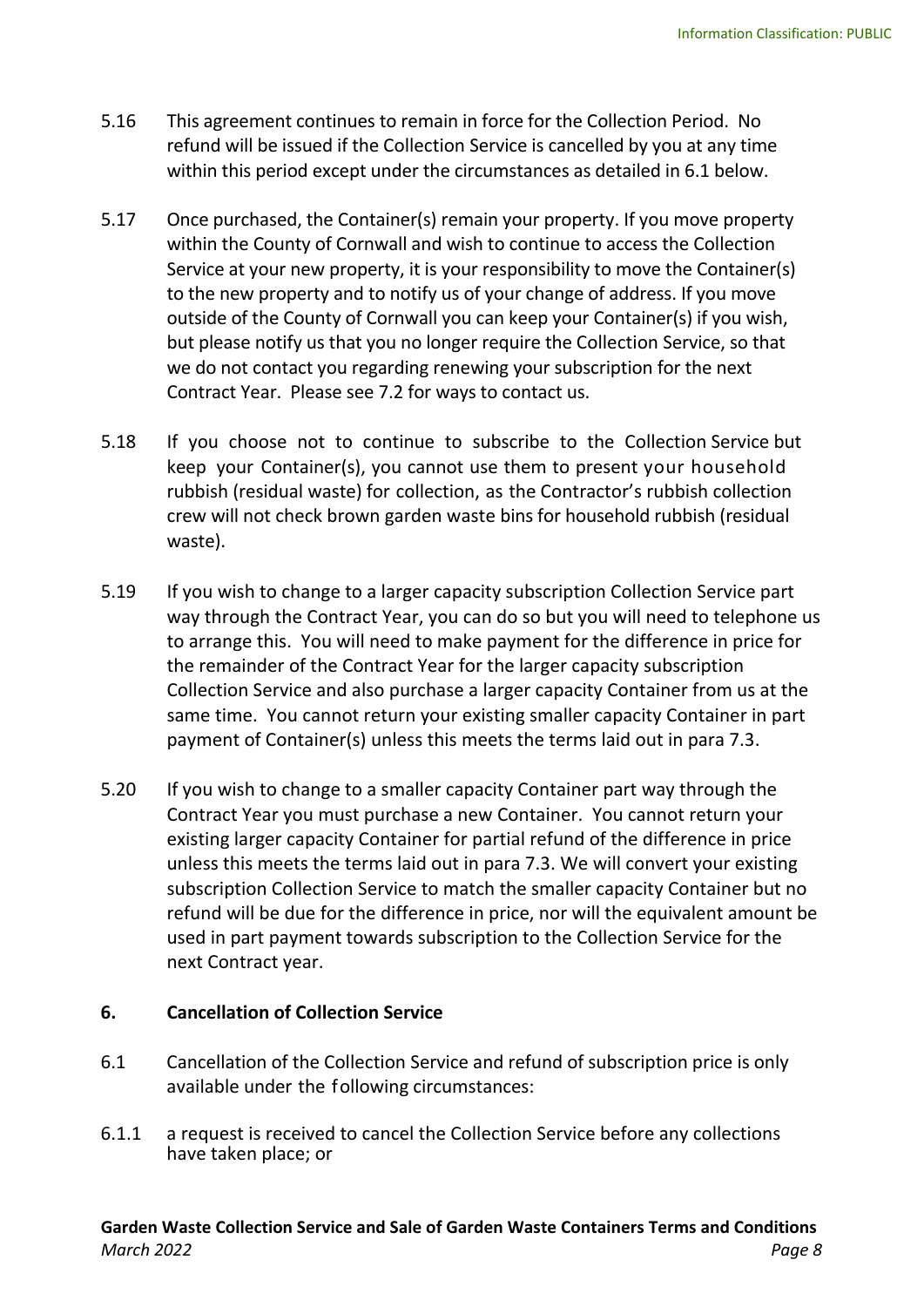5.16 This agreement continues to remain in force for the Collection Period. No refund will be issued if the Collection Service is cancelled by you at any time within this period except under the circumstances as detailed in 6.1 below.

5.17 Once purchased, the Container(s) remain your property. If you move property within the County of Cornwall and wish to continue to access the Collection Service at your new property, it is your responsibility to move the Container(s) to the new property and to notify us of your change of address. If you move outside of the County of Cornwall you can keep your Container(s) if you wish, but please notify us that you no longer require the Collection Service, so that we do not contact you regarding renewing your subscription for the next Contract Year. Please see 7.2 for ways to contact us.

5.18 If you choose not to continue to subscribe to the Collection Service but keep your Container(s), you cannot use them to present your household rubbish (residual waste) for collection, as the Contractor's rubbish collection crew will not check brown garden waste bins for household rubbish (residual waste).

5.19 If you wish to change to a larger capacity subscription Collection Service part way through the Contract Year, you can do so but you will need to telephone us to arrange this. You will need to make payment for the difference in price for the remainder of the Contract Year for the larger capacity subscription Collection Service and also purchase a larger capacity Container from us at the same time. You cannot return your existing smaller capacity Container in part payment of Container(s) unless this meets the terms laid out in para 7.3.

5.20 If you wish to change to a smaller capacity Container part way through the Contract Year you must purchase a new Container. You cannot return your existing larger capacity Container for partial refund of the difference in price unless this meets the terms laid out in para 7.3. We will convert your existing subscription Collection Service to match the smaller capacity Container but no refund will be due for the difference in price, nor will the equivalent amount be used in part payment towards subscription to the Collection Service for the next Contract year.

## 6. Cancellation of Collection Service

6.1 Cancellation of the Collection Service and refund of subscription price is only available under the following circumstances:

6.1.1 a request is received to cancel the Collection Service before any collections have taken place; or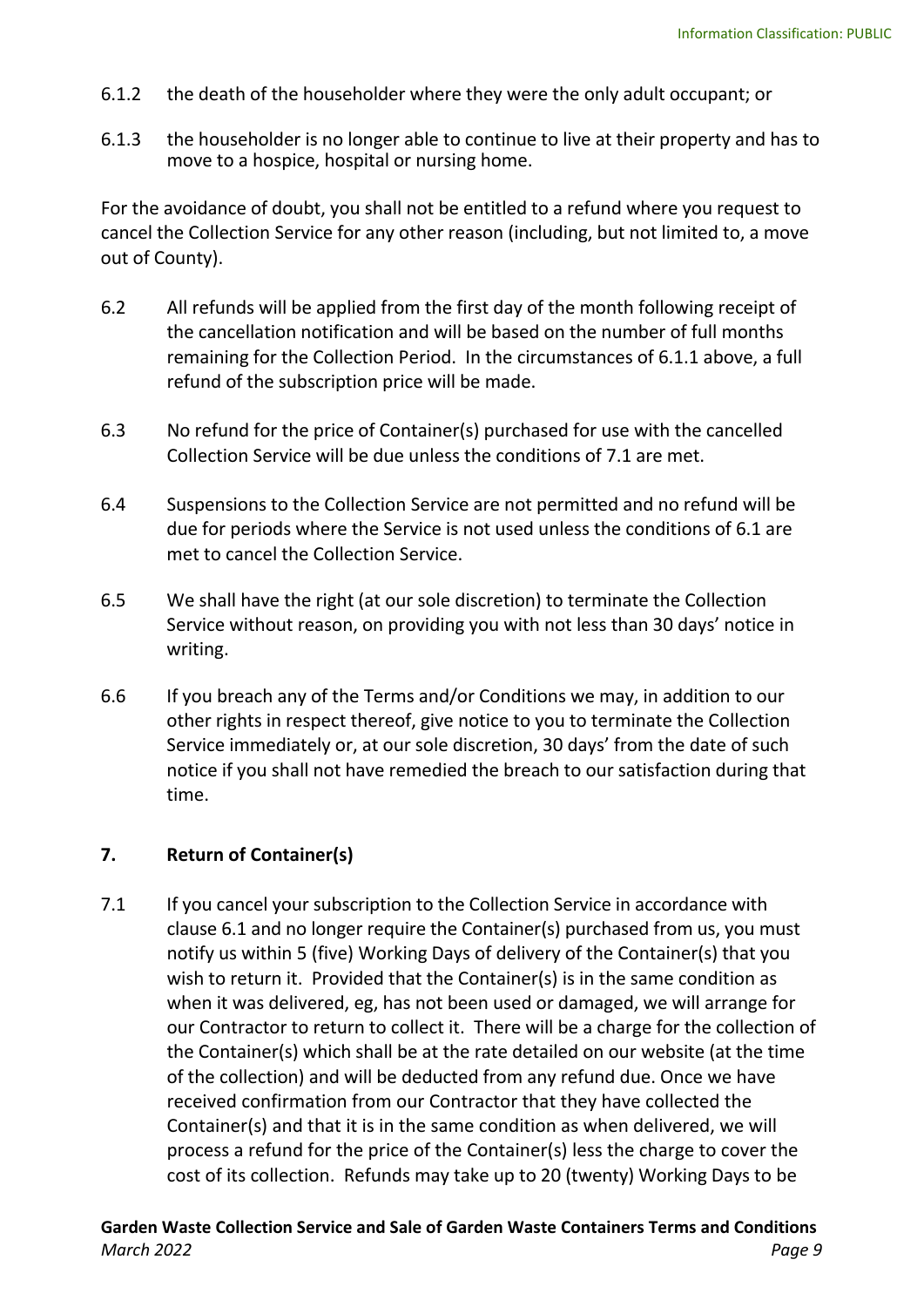6.1.2 the death of the householder where they were the only adult occupant; or

6.1.3 the householder is no longer able to continue to live at their property and has to move to a hospice, hospital or nursing home.

For the avoidance of doubt, you shall not be entitled to a refund where you request to cancel the Collection Service for any other reason (including, but not limited to, a move out of County).

6.2 All refunds will be applied from the first day of the month following receipt of the cancellation notification and will be based on the number of full months remaining for the Collection Period. In the circumstances of 6.1.1 above, a full refund of the subscription price will be made.

6.3 No refund for the price of Container(s) purchased for use with the cancelled Collection Service will be due unless the conditions of 7.1 are met.

6.4 Suspensions to the Collection Service are not permitted and no refund will be due for periods where the Service is not used unless the conditions of 6.1 are met to cancel the Collection Service.

6.5 We shall have the right (at our sole discretion) to terminate the Collection Service without reason, on providing you with not less than 30 days' notice in writing.

6.6 If you breach any of the Terms and/or Conditions we may, in addition to our other rights in respect thereof, give notice to you to terminate the Collection Service immediately or, at our sole discretion, 30 days' from the date of such notice if you shall not have remedied the breach to our satisfaction during that time.

## 7. Return of Container(s)

7.1 If you cancel your subscription to the Collection Service in accordance with clause 6.1 and no longer require the Container(s) purchased from us, you must notify us within 5 (five) Working Days of delivery of the Container(s) that you wish to return it. Provided that the Container(s) is in the same condition as when it was delivered, eg, has not been used or damaged, we will arrange for our Contractor to return to collect it. There will be a charge for the collection of the Container(s) which shall be at the rate detailed on our website (at the time of the collection) and will be deducted from any refund due. Once we have received confirmation from our Contractor that they have collected the Container(s) and that it is in the same condition as when delivered, we will process a refund for the price of the Container(s) less the charge to cover the cost of its collection. Refunds may take up to 20 (twenty) Working Days to be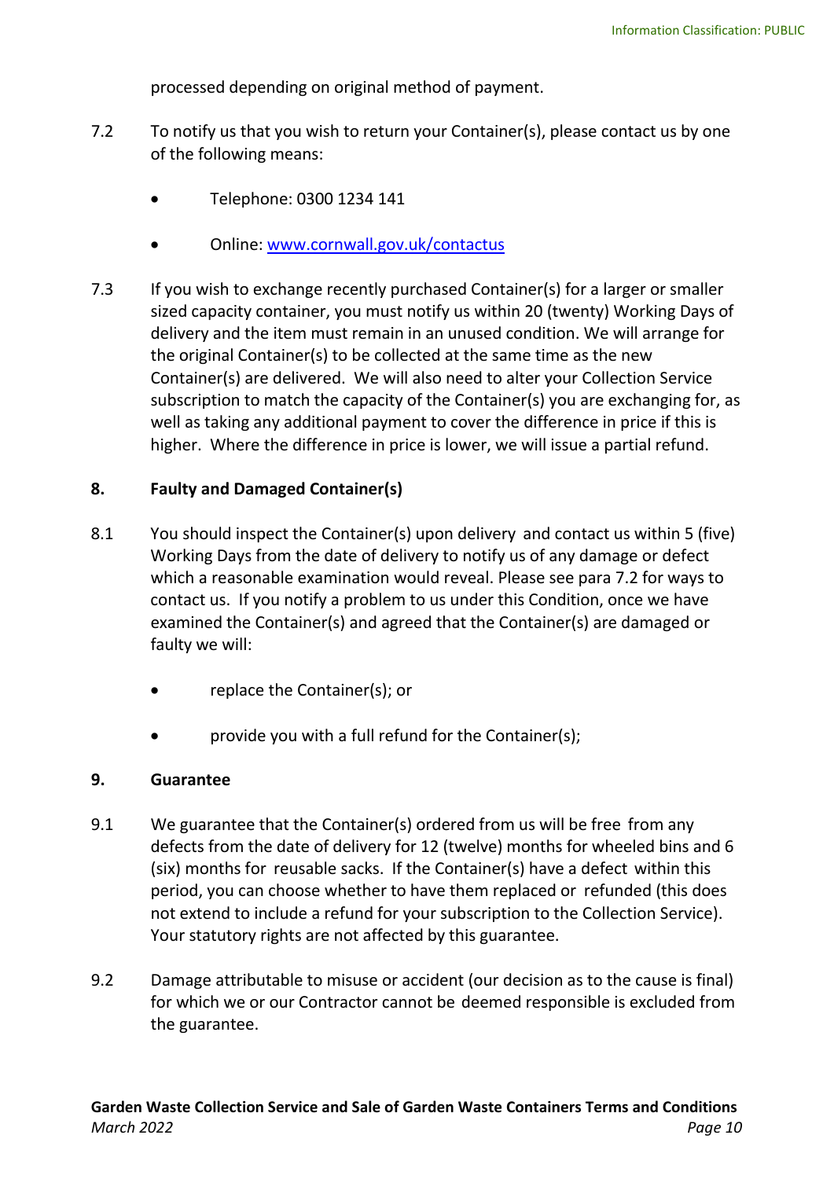processed depending on original method of payment.

7.2 To notify us that you wish to return your Container(s), please contact us by one of the following means:

- Telephone: 0300 1234 141
- Online: [www.cornwall.gov.uk/contactus](http://www.cornwall.gov.uk/contactus)

7.3 If you wish to exchange recently purchased Container(s) for a larger or smaller sized capacity container, you must notify us within 20 (twenty) Working Days of delivery and the item must remain in an unused condition. We will arrange for the original Container(s) to be collected at the same time as the new Container(s) are delivered. We will also need to alter your Collection Service subscription to match the capacity of the Container(s) you are exchanging for, as well as taking any additional payment to cover the difference in price if this is higher. Where the difference in price is lower, we will issue a partial refund.

## 8. Faulty and Damaged Container(s)

8.1 You should inspect the Container(s) upon delivery and contact us within 5 (five) Working Days from the date of delivery to notify us of any damage or defect which a reasonable examination would reveal. Please see para 7.2 for ways to contact us. If you notify a problem to us under this Condition, once we have examined the Container(s) and agreed that the Container(s) are damaged or faulty we will:

- replace the Container(s); or
- provide you with a full refund for the Container(s);

## 9. Guarantee

9.1 We guarantee that the Container(s) ordered from us will be free from any defects from the date of delivery for 12 (twelve) months for wheeled bins and 6 (six) months for reusable sacks. If the Container(s) have a defect within this period, you can choose whether to have them replaced or refunded (this does not extend to include a refund for your subscription to the Collection Service). Your statutory rights are not affected by this guarantee.

9.2 Damage attributable to misuse or accident (our decision as to the cause is final) for which we or our Contractor cannot be deemed responsible is excluded from the guarantee.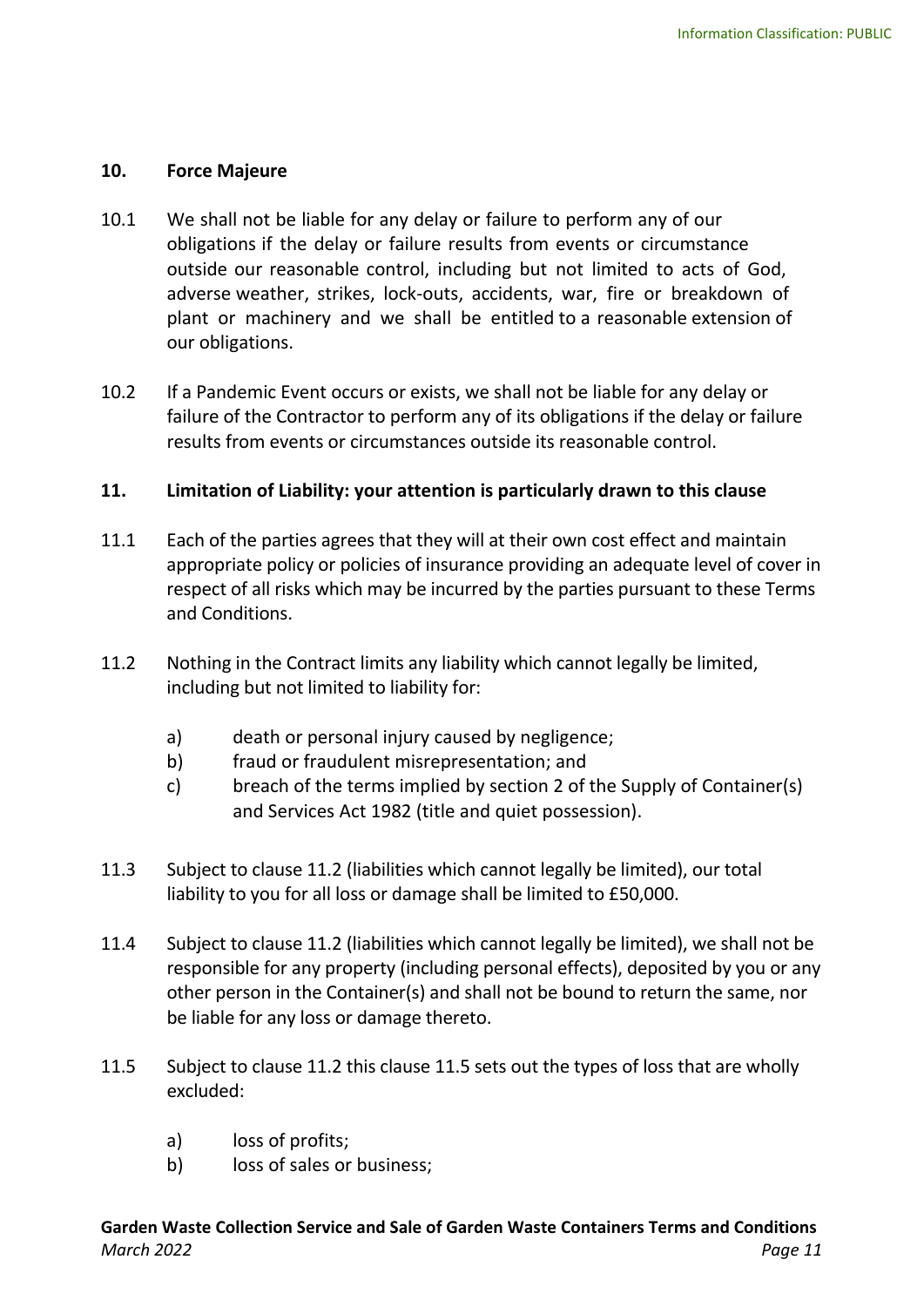## 10. Force Majeure

10.1 We shall not be liable for any delay or failure to perform any of our obligations if the delay or failure results from events or circumstance outside our reasonable control, including but not limited to acts of God, adverse weather, strikes, lock-outs, accidents, war, fire or breakdown of plant or machinery and we shall be entitled to a reasonable extension of our obligations.

10.2 If a Pandemic Event occurs or exists, we shall not be liable for any delay or failure of the Contractor to perform any of its obligations if the delay or failure results from events or circumstances outside its reasonable control.

## 11. Limitation of Liability: your attention is particularly drawn to this clause

11.1 Each of the parties agrees that they will at their own cost effect and maintain appropriate policy or policies of insurance providing an adequate level of cover in respect of all risks which may be incurred by the parties pursuant to these Terms and Conditions.

11.2 Nothing in the Contract limits any liability which cannot legally be limited, including but not limited to liability for:

a) death or personal injury caused by negligence;
b) fraud or fraudulent misrepresentation; and
c) breach of the terms implied by section 2 of the Supply of Container(s) and Services Act 1982 (title and quiet possession).

11.3 Subject to clause 11.2 (liabilities which cannot legally be limited), our total liability to you for all loss or damage shall be limited to £50,000.

11.4 Subject to clause 11.2 (liabilities which cannot legally be limited), we shall not be responsible for any property (including personal effects), deposited by you or any other person in the Container(s) and shall not be bound to return the same, nor be liable for any loss or damage thereto.

11.5 Subject to clause 11.2 this clause 11.5 sets out the types of loss that are wholly excluded:

a) loss of profits;
b) loss of sales or business;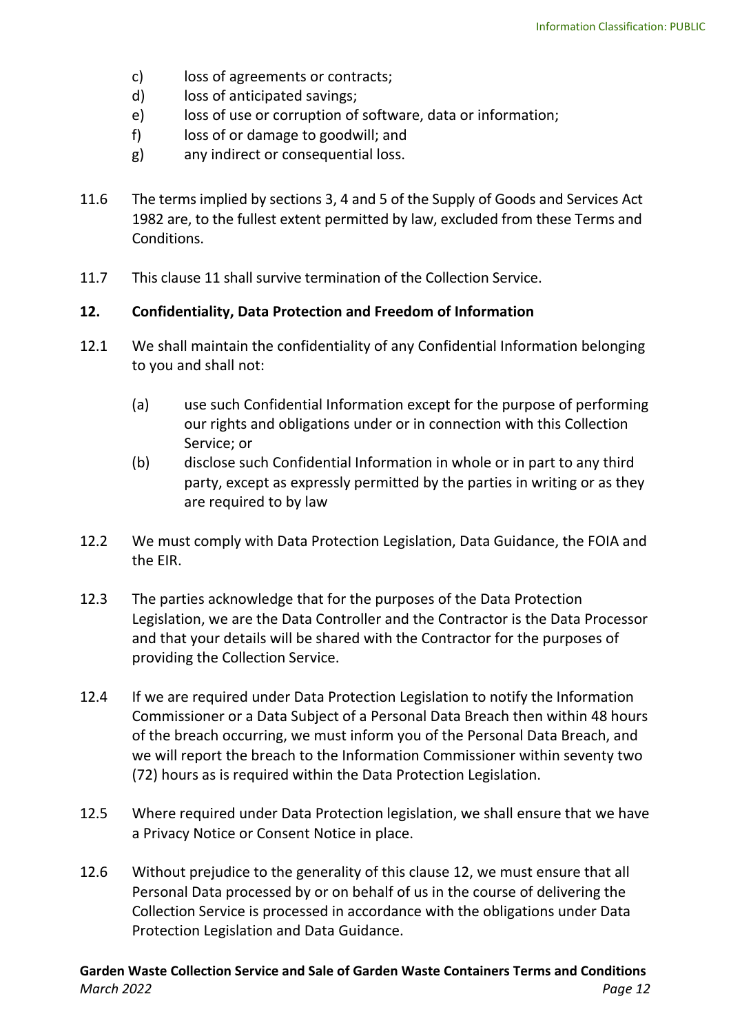c) loss of agreements or contracts;
d) loss of anticipated savings;
e) loss of use or corruption of software, data or information;
f) loss of or damage to goodwill; and
g) any indirect or consequential loss.

11.6 The terms implied by sections 3, 4 and 5 of the Supply of Goods and Services Act 1982 are, to the fullest extent permitted by law, excluded from these Terms and Conditions.

11.7 This clause 11 shall survive termination of the Collection Service.

**12. Confidentiality, Data Protection and Freedom of Information**

12.1 We shall maintain the confidentiality of any Confidential Information belonging to you and shall not:

(a) use such Confidential Information except for the purpose of performing our rights and obligations under or in connection with this Collection Service; or
(b) disclose such Confidential Information in whole or in part to any third party, except as expressly permitted by the parties in writing or as they are required to by law

12.2 We must comply with Data Protection Legislation, Data Guidance, the FOIA and the EIR.

12.3 The parties acknowledge that for the purposes of the Data Protection Legislation, we are the Data Controller and the Contractor is the Data Processor and that your details will be shared with the Contractor for the purposes of providing the Collection Service.

12.4 If we are required under Data Protection Legislation to notify the Information Commissioner or a Data Subject of a Personal Data Breach then within 48 hours of the breach occurring, we must inform you of the Personal Data Breach, and we will report the breach to the Information Commissioner within seventy two (72) hours as is required within the Data Protection Legislation.

12.5 Where required under Data Protection legislation, we shall ensure that we have a Privacy Notice or Consent Notice in place.

12.6 Without prejudice to the generality of this clause 12, we must ensure that all Personal Data processed by or on behalf of us in the course of delivering the Collection Service is processed in accordance with the obligations under Data Protection Legislation and Data Guidance.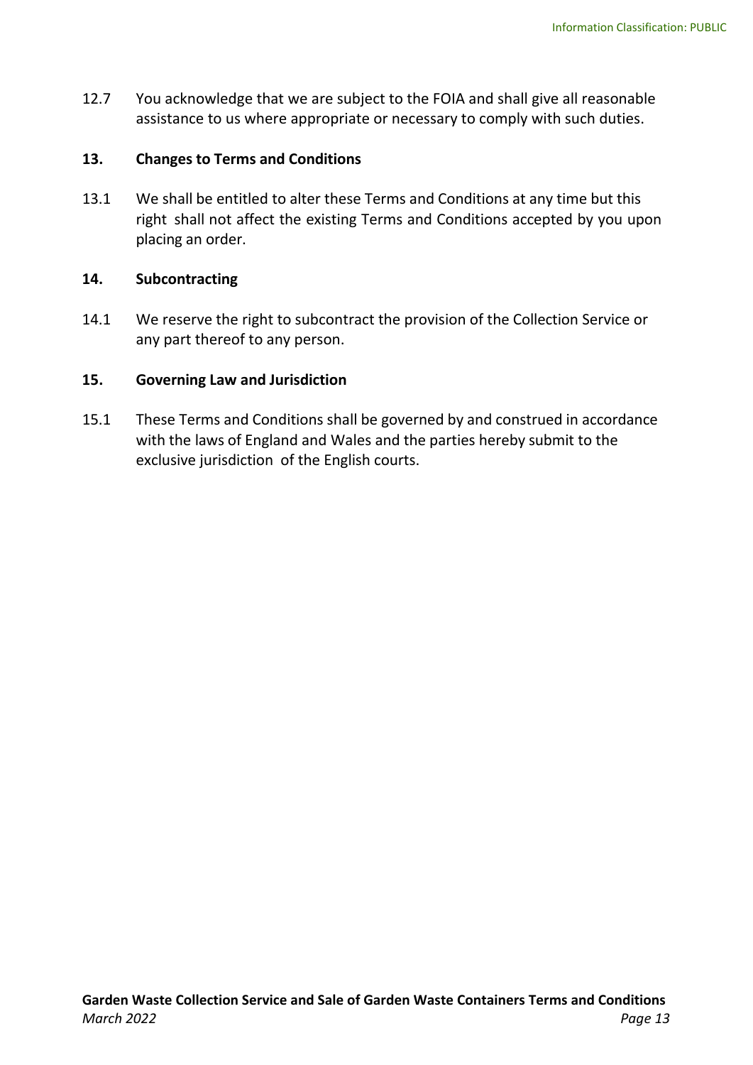12.7 You acknowledge that we are subject to the FOIA and shall give all reasonable assistance to us where appropriate or necessary to comply with such duties.

## 13. Changes to Terms and Conditions

13.1 We shall be entitled to alter these Terms and Conditions at any time but this right shall not affect the existing Terms and Conditions accepted by you upon placing an order.

## 14. Subcontracting

14.1 We reserve the right to subcontract the provision of the Collection Service or any part thereof to any person.

## 15. Governing Law and Jurisdiction

15.1 These Terms and Conditions shall be governed by and construed in accordance with the laws of England and Wales and the parties hereby submit to the exclusive jurisdiction of the English courts.